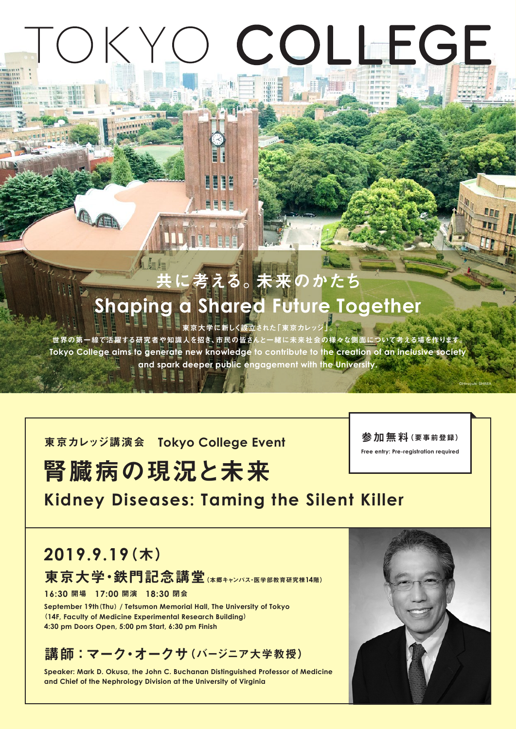# TOKYO COLLEGE

## 共に考える。未来のかたち
## Shaping a Shared Future Together

東京大学に新しく設立された「東京カレッジ」。
世界の第一線で活躍する研究者や知識人を招き、市民の皆さんと一緒に未来社会の様々な側面について考える場を作ります。
Tokyo College aims to generate new knowledge to contribute to the creation of an inclusive society and spark deeper public engagement with the University.

©Hiroyuki SHIMA

東京カレッジ講演会　Tokyo College Event

**参加無料（要事前登録）**
Free entry: Pre-registration required

# 腎臓病の現況と未来
## Kidney Diseases: Taming the Silent Killer

## 2019.9.19（木）

**東京大学・鉄門記念講堂**（本郷キャンパス・医学部教育研究棟14階）

16:30 開場　17:00 開演　18:30 閉会

September 19th (Thu) / Tetsumon Memorial Hall, The University of Tokyo (14F, Faculty of Medicine Experimental Research Building)
4:30 pm Doors Open, 5:00 pm Start, 6:30 pm Finish

## 講師：マーク・オークサ（バージニア大学教授）

Speaker: Mark D. Okusa, the John C. Buchanan Distinguished Professor of Medicine and Chief of the Nephrology Division at the University of Virginia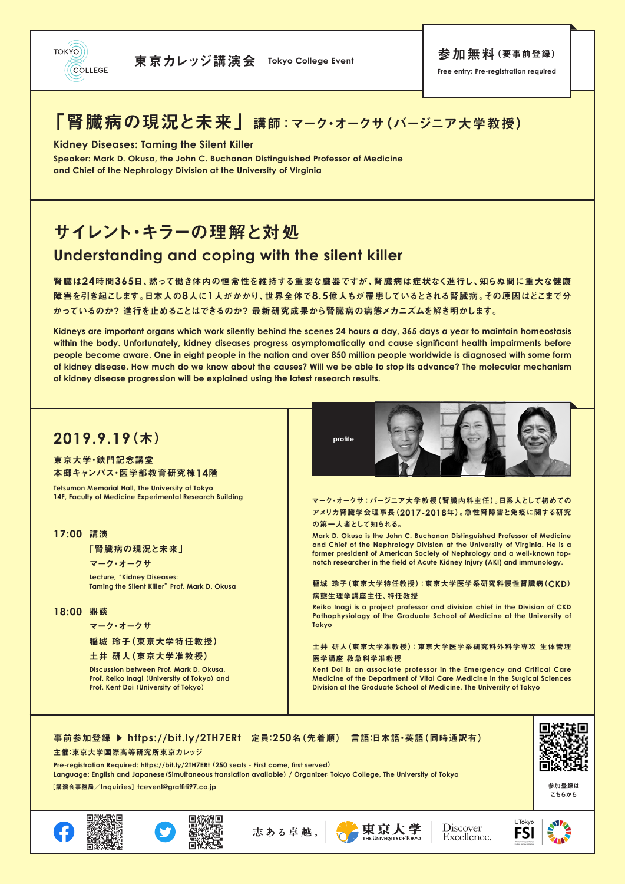TOKYO COLLEGE

**東京カレッジ講演会** Tokyo College Event

**参加無料（要事前登録）**
Free entry: Pre-registration required

# 「腎臓病の現況と未来」 講師：マーク・オークサ（バージニア大学教授）

**Kidney Diseases: Taming the Silent Killer**

**Speaker: Mark D. Okusa, the John C. Buchanan Distinguished Professor of Medicine and Chief of the Nephrology Division at the University of Virginia**

## サイレント・キラーの理解と対処

## Understanding and coping with the silent killer

腎臓は24時間365日、黙って働き体内の恒常性を維持する重要な臓器ですが、腎臓病は症状なく進行し、知らぬ間に重大な健康障害を引き起こします。日本人の8人に1人がかかり、世界全体で8.5億人もが罹患しているとされる腎臓病。その原因はどこまで分かっているのか？ 進行を止めることはできるのか？ 最新研究成果から腎臓病の病態メカニズムを解き明かします。

Kidneys are important organs which work silently behind the scenes 24 hours a day, 365 days a year to maintain homeostasis within the body. Unfortunately, kidney diseases progress asymptomatically and cause significant health impairments before people become aware. One in eight people in the nation and over 850 million people worldwide is diagnosed with some form of kidney disease. How much do we know about the causes? Will we be able to stop its advance? The molecular mechanism of kidney disease progression will be explained using the latest research results.

## 2019.9.19（木）

**東京大学・鉄門記念講堂**
**本郷キャンパス・医学部教育研究棟14階**

Tetsumon Memorial Hall, The University of Tokyo
14F, Faculty of Medicine Experimental Research Building

**17:00 講演**

「腎臓病の現況と未来」
マーク・オークサ

Lecture, "Kidney Diseases: Taming the Silent Killer" Prof. Mark D. Okusa

**18:00 鼎談**

マーク・オークサ
稲城 玲子（東京大学特任教授）
土井 研人（東京大学准教授）

Discussion between Prof. Mark D. Okusa, Prof. Reiko Inagi (University of Tokyo) and Prof. Kent Doi (University of Tokyo)

### profile

マーク・オークサ：バージニア大学教授（腎臓内科主任）。日系人として初めてのアメリカ腎臓学会理事長（2017-2018年）。急性腎障害と免疫に関する研究の第一人者として知られる。

Mark D. Okusa is the John C. Buchanan Distinguished Professor of Medicine and Chief of the Nephrology Division at the University of Virginia. He is a former president of American Society of Nephrology and a well-known top-notch researcher in the field of Acute Kidney Injury (AKI) and immunology.

稲城 玲子（東京大学特任教授）：東京大学医学系研究科慢性腎臓病（CKD）病態生理学講座主任、特任教授

Reiko Inagi is a project professor and division chief in the Division of CKD Pathophysiology of the Graduate School of Medicine at the University of Tokyo

土井 研人（東京大学准教授）：東京大学医学系研究科外科学専攻 生体管理医学講座 救急科学准教授

Kent Doi is an associate professor in the Emergency and Critical Care Medicine of the Department of Vital Care Medicine in the Surgical Sciences Division at the Graduate School of Medicine, The University of Tokyo

**事前参加登録 ▶ https://bit.ly/2TH7ERt 定員:250名（先着順） 言語:日本語・英語（同時通訳有）**

主催:東京大学国際高等研究所東京カレッジ

Pre-registration Required: https://bit.ly/2TH7ERt (250 seats - First come, first served)
Language: English and Japanese (Simultaneous translation available) / Organizer: Tokyo College, The University of Tokyo
［講演会事務局／Inquiries］ tcevent@graffiti97.co.jp

参加登録はこちらから

志ある卓越。 東京大学 THE UNIVERSITY OF TOKYO Discover Excellence. UTokyo FSI